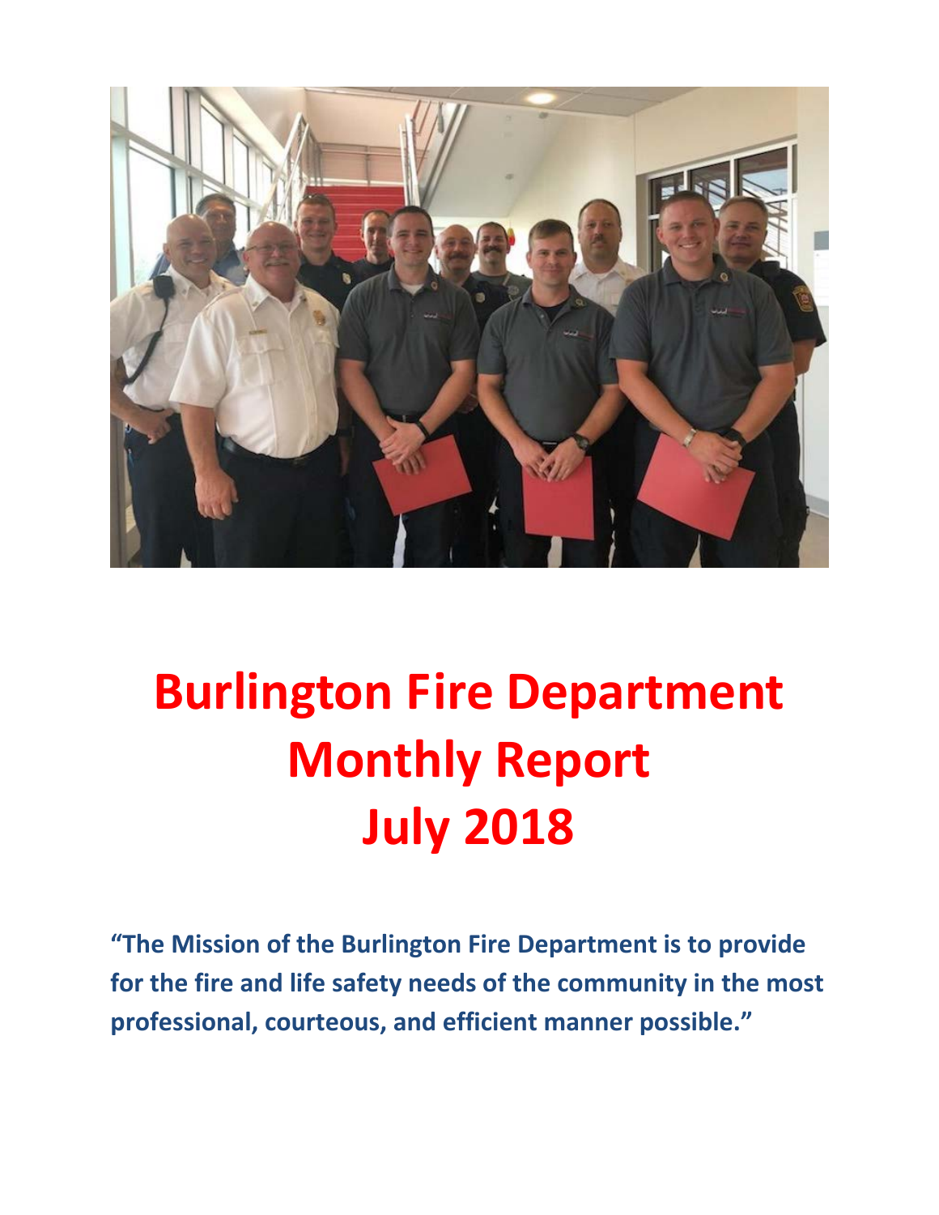# Burlington Fire Department Monthly Report July 2018

**"The Mission of the Burlington Fire Department is to provide for the fire and life safety needs of the community in the most professional, courteous, and efficient manner possible."**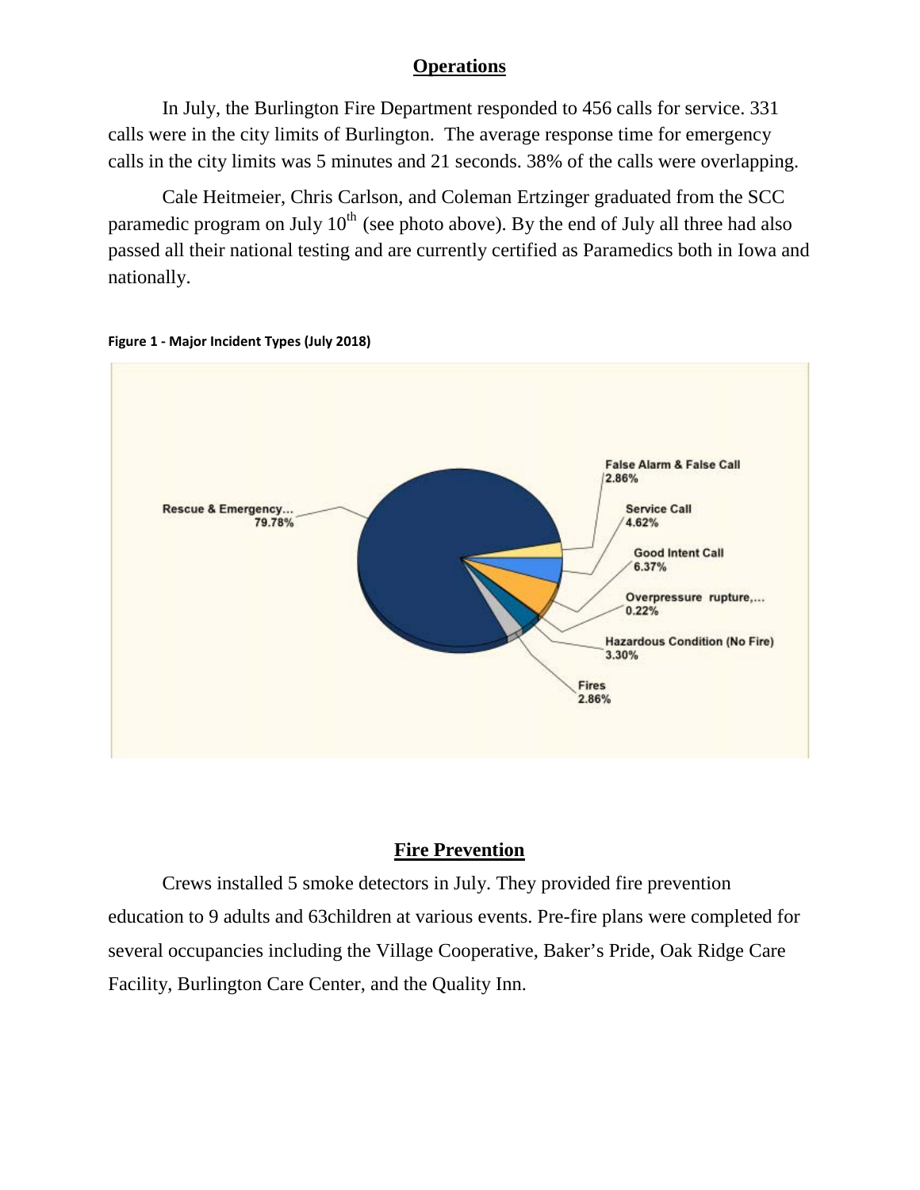## Operations

In July, the Burlington Fire Department responded to 456 calls for service. 331 calls were in the city limits of Burlington. The average response time for emergency calls in the city limits was 5 minutes and 21 seconds. 38% of the calls were overlapping.

Cale Heitmeier, Chris Carlson, and Coleman Ertzinger graduated from the SCC paramedic program on July 10th (see photo above). By the end of July all three had also passed all their national testing and are currently certified as Paramedics both in Iowa and nationally.

**Figure 1 - Major Incident Types (July 2018)**

| Incident Type | Percentage |
|---|---|
| Rescue & Emergency... | 79.78% |
| False Alarm & False Call | 2.86% |
| Service Call | 4.62% |
| Good Intent Call | 6.37% |
| Overpressure rupture,... | 0.22% |
| Hazardous Condition (No Fire) | 3.30% |
| Fires | 2.86% |

## Fire Prevention

Crews installed 5 smoke detectors in July. They provided fire prevention education to 9 adults and 63children at various events. Pre-fire plans were completed for several occupancies including the Village Cooperative, Baker's Pride, Oak Ridge Care Facility, Burlington Care Center, and the Quality Inn.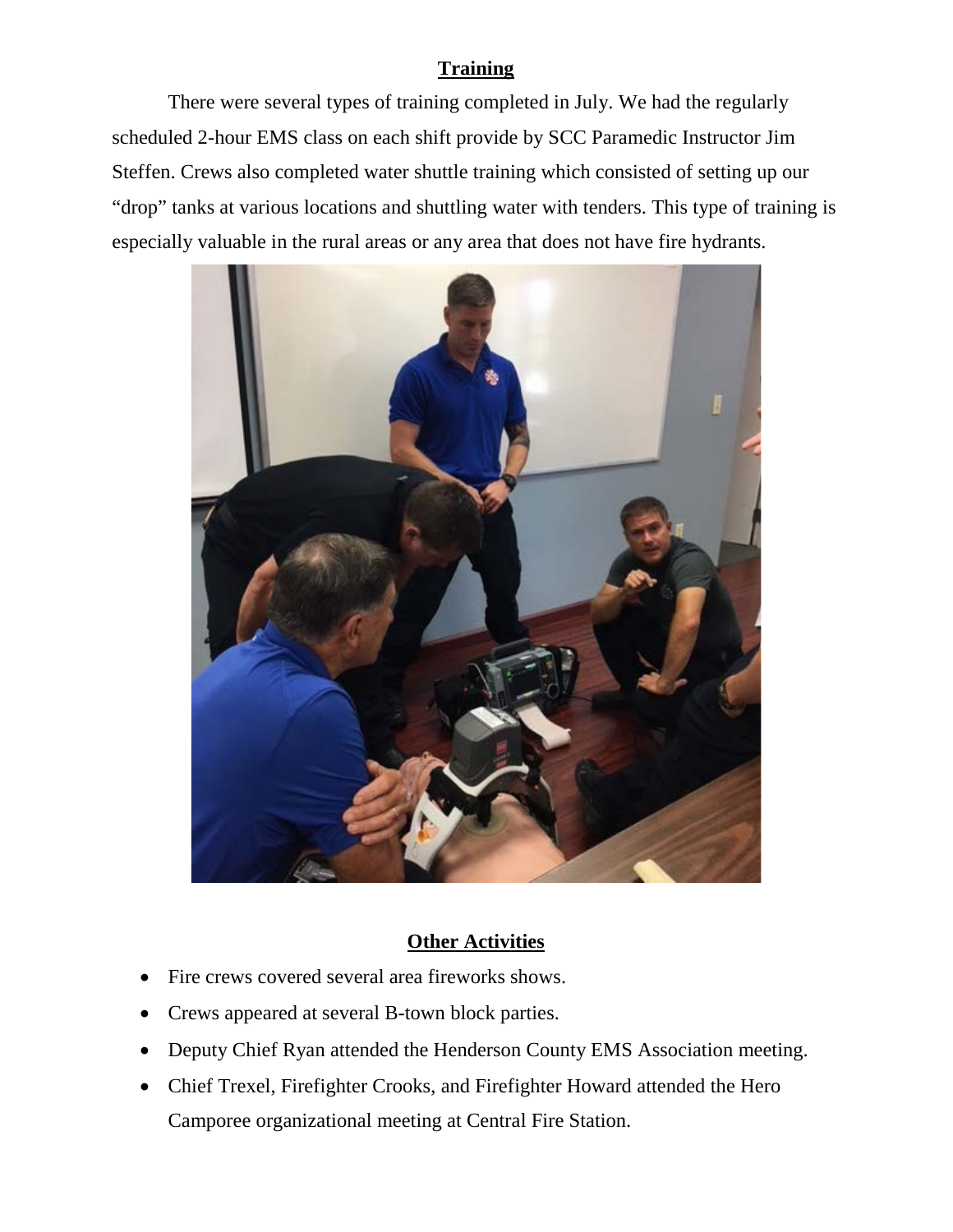## Training

There were several types of training completed in July. We had the regularly scheduled 2-hour EMS class on each shift provide by SCC Paramedic Instructor Jim Steffen. Crews also completed water shuttle training which consisted of setting up our "drop" tanks at various locations and shuttling water with tenders. This type of training is especially valuable in the rural areas or any area that does not have fire hydrants.

## Other Activities

- Fire crews covered several area fireworks shows.
- Crews appeared at several B-town block parties.
- Deputy Chief Ryan attended the Henderson County EMS Association meeting.
- Chief Trexel, Firefighter Crooks, and Firefighter Howard attended the Hero Camporee organizational meeting at Central Fire Station.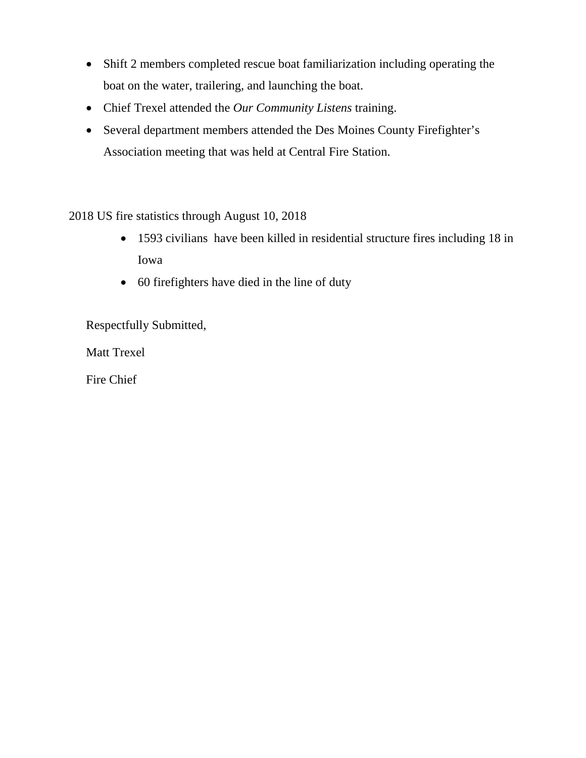- Shift 2 members completed rescue boat familiarization including operating the boat on the water, trailering, and launching the boat.
- Chief Trexel attended the *Our Community Listens* training.
- Several department members attended the Des Moines County Firefighter's Association meeting that was held at Central Fire Station.

2018 US fire statistics through August 10, 2018

- 1593 civilians have been killed in residential structure fires including 18 in Iowa
- 60 firefighters have died in the line of duty

Respectfully Submitted,

Matt Trexel

Fire Chief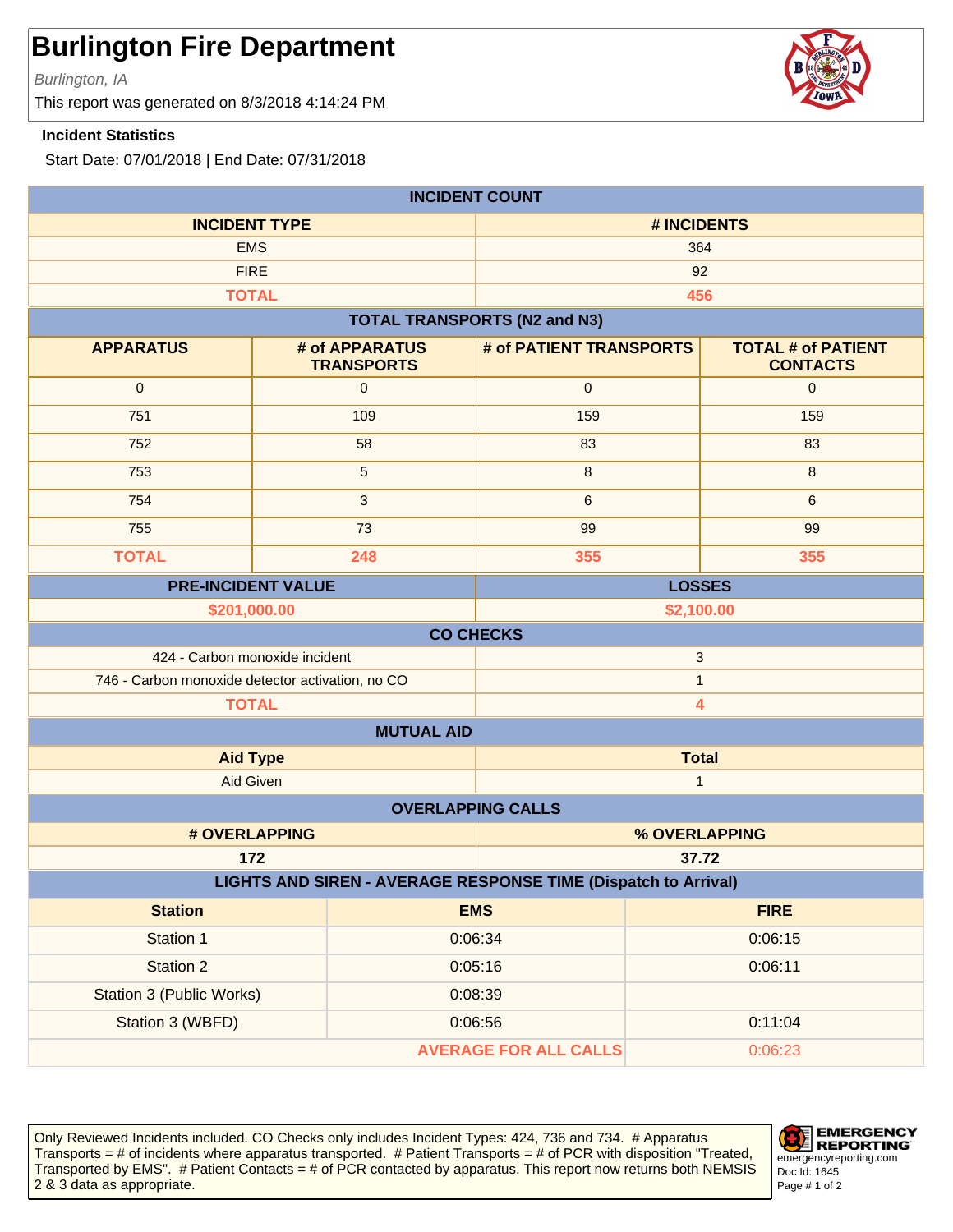# Burlington Fire Department

*Burlington, IA*

This report was generated on 8/3/2018 4:14:24 PM

**Incident Statistics**

Start Date: 07/01/2018 | End Date: 07/31/2018

## INCIDENT COUNT

| INCIDENT TYPE | # INCIDENTS |
|---|---|
| EMS | 364 |
| FIRE | 92 |
| **TOTAL** | **456** |

## TOTAL TRANSPORTS (N2 and N3)

| APPARATUS | # of APPARATUS TRANSPORTS | # of PATIENT TRANSPORTS | TOTAL # of PATIENT CONTACTS |
|---|---|---|---|
| 0 | 0 | 0 | 0 |
| 751 | 109 | 159 | 159 |
| 752 | 58 | 83 | 83 |
| 753 | 5 | 8 | 8 |
| 754 | 3 | 6 | 6 |
| 755 | 73 | 99 | 99 |
| **TOTAL** | **248** | **355** | **355** |

| PRE-INCIDENT VALUE | LOSSES |
|---|---|
| $201,000.00 | $2,100.00 |

## CO CHECKS

| | |
|---|---|
| 424 - Carbon monoxide incident | 3 |
| 746 - Carbon monoxide detector activation, no CO | 1 |
| **TOTAL** | **4** |

## MUTUAL AID

| Aid Type | Total |
|---|---|
| Aid Given | 1 |

## OVERLAPPING CALLS

| # OVERLAPPING | % OVERLAPPING |
|---|---|
| 172 | 37.72 |

## LIGHTS AND SIREN - AVERAGE RESPONSE TIME (Dispatch to Arrival)

| Station | EMS | FIRE |
|---|---|---|
| Station 1 | 0:06:34 | 0:06:15 |
| Station 2 | 0:05:16 | 0:06:11 |
| Station 3 (Public Works) | 0:08:39 | |
| Station 3 (WBFD) | 0:06:56 | 0:11:04 |
| | **AVERAGE FOR ALL CALLS** | 0:06:23 |

Only Reviewed Incidents included. CO Checks only includes Incident Types: 424, 736 and 734. # Apparatus Transports = # of incidents where apparatus transported. # Patient Transports = # of PCR with disposition "Treated, Transported by EMS". # Patient Contacts = # of PCR contacted by apparatus. This report now returns both NEMSIS 2 & 3 data as appropriate.

EMERGENCY REPORTING
emergencyreporting.com
Doc Id: 1645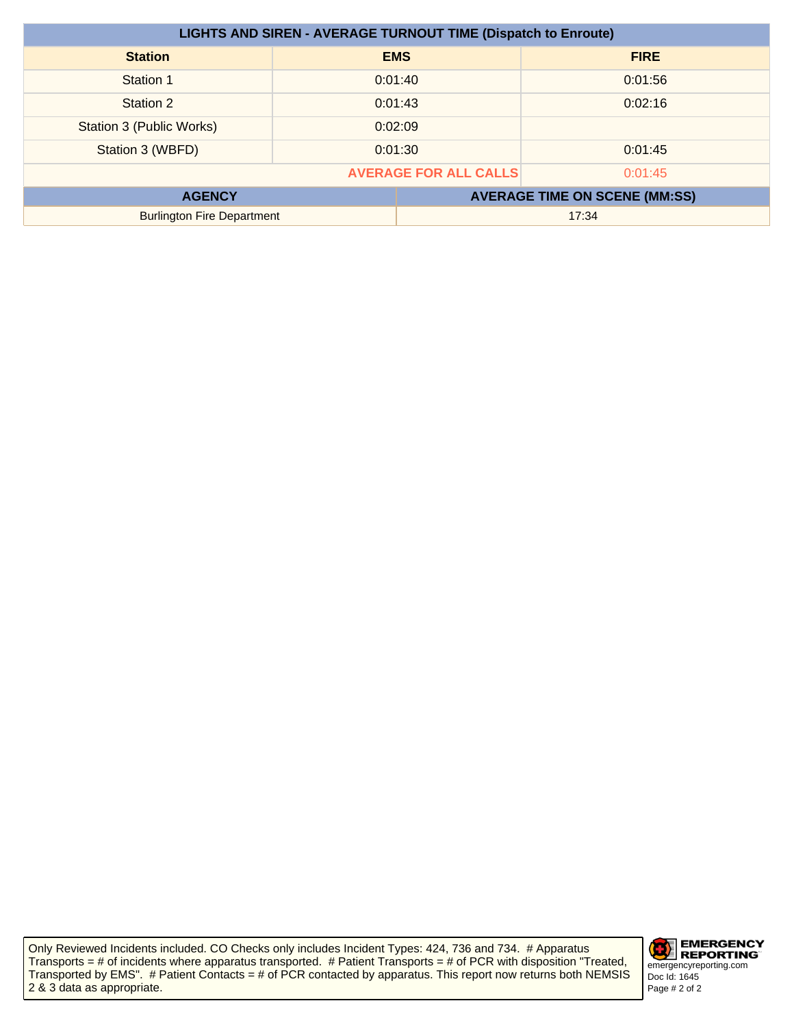## LIGHTS AND SIREN - AVERAGE TURNOUT TIME (Dispatch to Enroute)

| Station | EMS | FIRE |
|---|---|---|
| Station 1 | 0:01:40 | 0:01:56 |
| Station 2 | 0:01:43 | 0:02:16 |
| Station 3 (Public Works) | 0:02:09 | |
| Station 3 (WBFD) | 0:01:30 | 0:01:45 |
| **AVERAGE FOR ALL CALLS** | | 0:01:45 |

| AGENCY | AVERAGE TIME ON SCENE (MM:SS) |
|---|---|
| Burlington Fire Department | 17:34 |

Only Reviewed Incidents included. CO Checks only includes Incident Types: 424, 736 and 734. # Apparatus Transports = # of incidents where apparatus transported. # Patient Transports = # of PCR with disposition "Treated, Transported by EMS". # Patient Contacts = # of PCR contacted by apparatus. This report now returns both NEMSIS 2 & 3 data as appropriate.

EMERGENCY REPORTING
emergencyreporting.com
Doc Id: 1645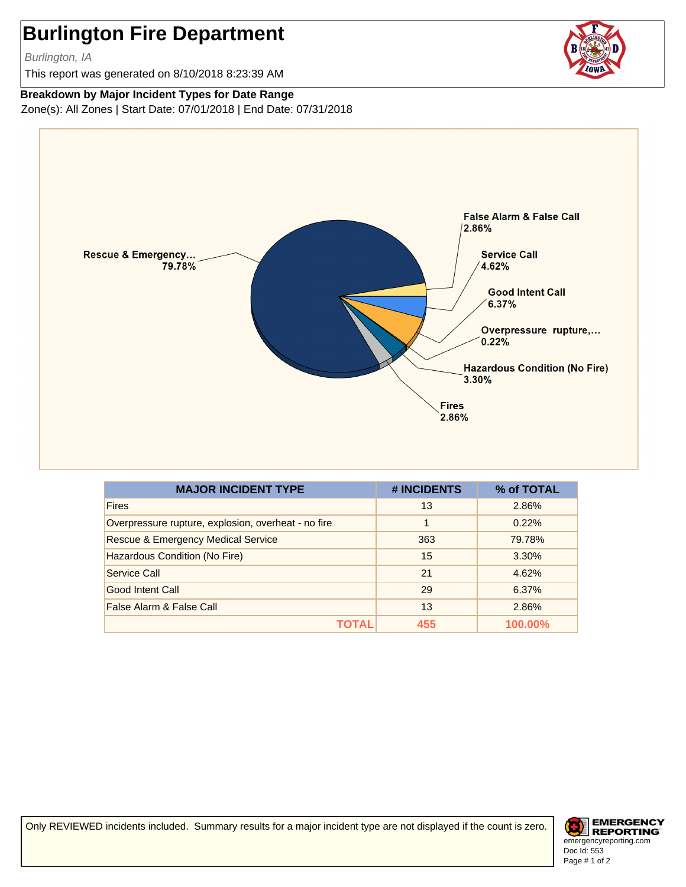# Burlington Fire Department

*Burlington, IA*

This report was generated on 8/10/2018 8:23:39 AM

**Breakdown by Major Incident Types for Date Range**

Zone(s): All Zones | Start Date: 07/01/2018 | End Date: 07/31/2018

| MAJOR INCIDENT TYPE | # INCIDENTS | % of TOTAL |
|---|---|---|
| Fires | 13 | 2.86% |
| Overpressure rupture, explosion, overheat - no fire | 1 | 0.22% |
| Rescue & Emergency Medical Service | 363 | 79.78% |
| Hazardous Condition (No Fire) | 15 | 3.30% |
| Service Call | 21 | 4.62% |
| Good Intent Call | 29 | 6.37% |
| False Alarm & False Call | 13 | 2.86% |
| **TOTAL** | **455** | **100.00%** |

Only REVIEWED incidents included. Summary results for a major incident type are not displayed if the count is zero.

EMERGENCY REPORTING
emergencyreporting.com
Doc Id: 553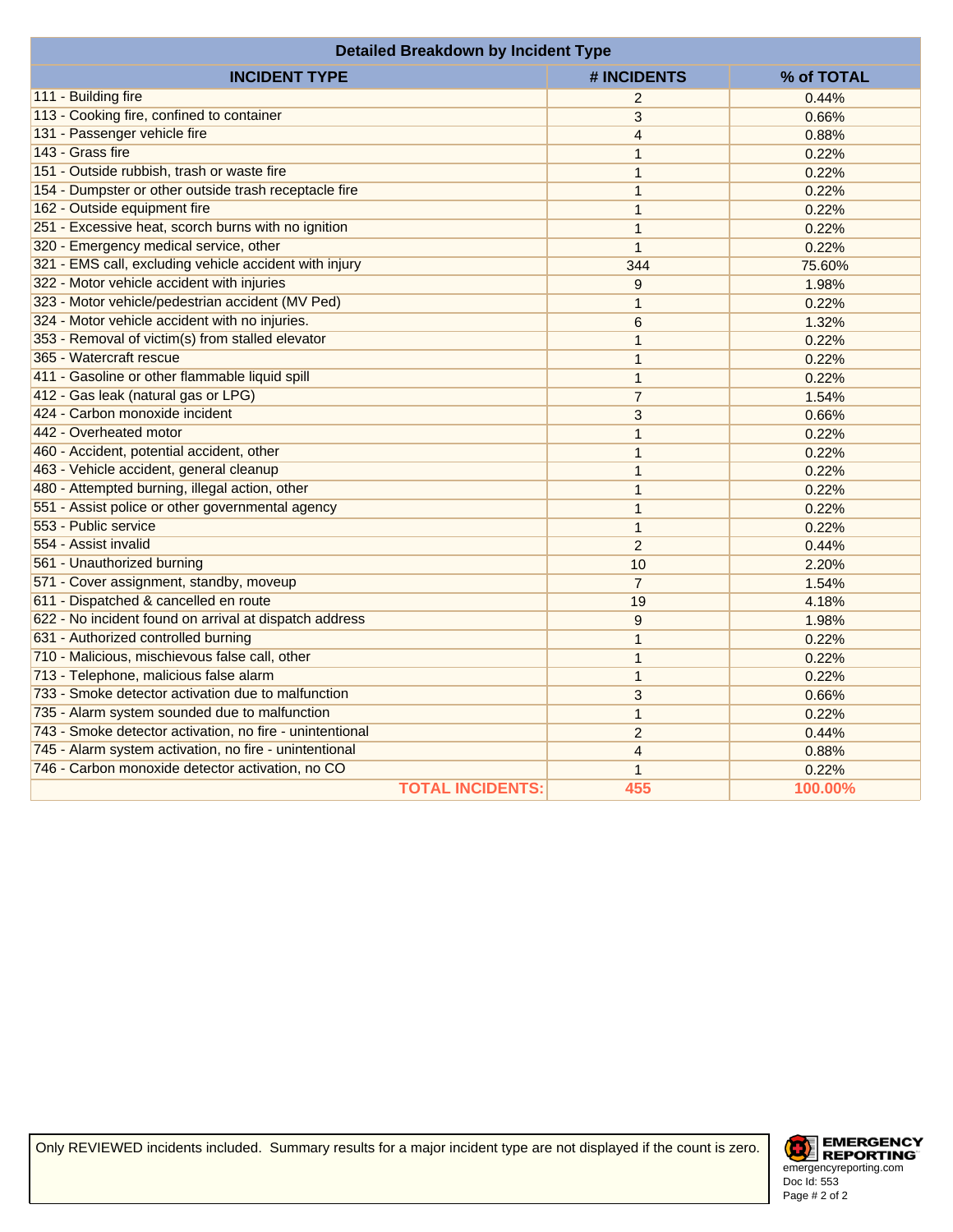## Detailed Breakdown by Incident Type

| INCIDENT TYPE | # INCIDENTS | % of TOTAL |
|---|---|---|
| 111 - Building fire | 2 | 0.44% |
| 113 - Cooking fire, confined to container | 3 | 0.66% |
| 131 - Passenger vehicle fire | 4 | 0.88% |
| 143 - Grass fire | 1 | 0.22% |
| 151 - Outside rubbish, trash or waste fire | 1 | 0.22% |
| 154 - Dumpster or other outside trash receptacle fire | 1 | 0.22% |
| 162 - Outside equipment fire | 1 | 0.22% |
| 251 - Excessive heat, scorch burns with no ignition | 1 | 0.22% |
| 320 - Emergency medical service, other | 1 | 0.22% |
| 321 - EMS call, excluding vehicle accident with injury | 344 | 75.60% |
| 322 - Motor vehicle accident with injuries | 9 | 1.98% |
| 323 - Motor vehicle/pedestrian accident (MV Ped) | 1 | 0.22% |
| 324 - Motor vehicle accident with no injuries. | 6 | 1.32% |
| 353 - Removal of victim(s) from stalled elevator | 1 | 0.22% |
| 365 - Watercraft rescue | 1 | 0.22% |
| 411 - Gasoline or other flammable liquid spill | 1 | 0.22% |
| 412 - Gas leak (natural gas or LPG) | 7 | 1.54% |
| 424 - Carbon monoxide incident | 3 | 0.66% |
| 442 - Overheated motor | 1 | 0.22% |
| 460 - Accident, potential accident, other | 1 | 0.22% |
| 463 - Vehicle accident, general cleanup | 1 | 0.22% |
| 480 - Attempted burning, illegal action, other | 1 | 0.22% |
| 551 - Assist police or other governmental agency | 1 | 0.22% |
| 553 - Public service | 1 | 0.22% |
| 554 - Assist invalid | 2 | 0.44% |
| 561 - Unauthorized burning | 10 | 2.20% |
| 571 - Cover assignment, standby, moveup | 7 | 1.54% |
| 611 - Dispatched & cancelled en route | 19 | 4.18% |
| 622 - No incident found on arrival at dispatch address | 9 | 1.98% |
| 631 - Authorized controlled burning | 1 | 0.22% |
| 710 - Malicious, mischievous false call, other | 1 | 0.22% |
| 713 - Telephone, malicious false alarm | 1 | 0.22% |
| 733 - Smoke detector activation due to malfunction | 3 | 0.66% |
| 735 - Alarm system sounded due to malfunction | 1 | 0.22% |
| 743 - Smoke detector activation, no fire - unintentional | 2 | 0.44% |
| 745 - Alarm system activation, no fire - unintentional | 4 | 0.88% |
| 746 - Carbon monoxide detector activation, no CO | 1 | 0.22% |
| **TOTAL INCIDENTS:** | **455** | **100.00%** |

Only REVIEWED incidents included. Summary results for a major incident type are not displayed if the count is zero.

EMERGENCY REPORTING
emergencyreporting.com
Doc Id: 553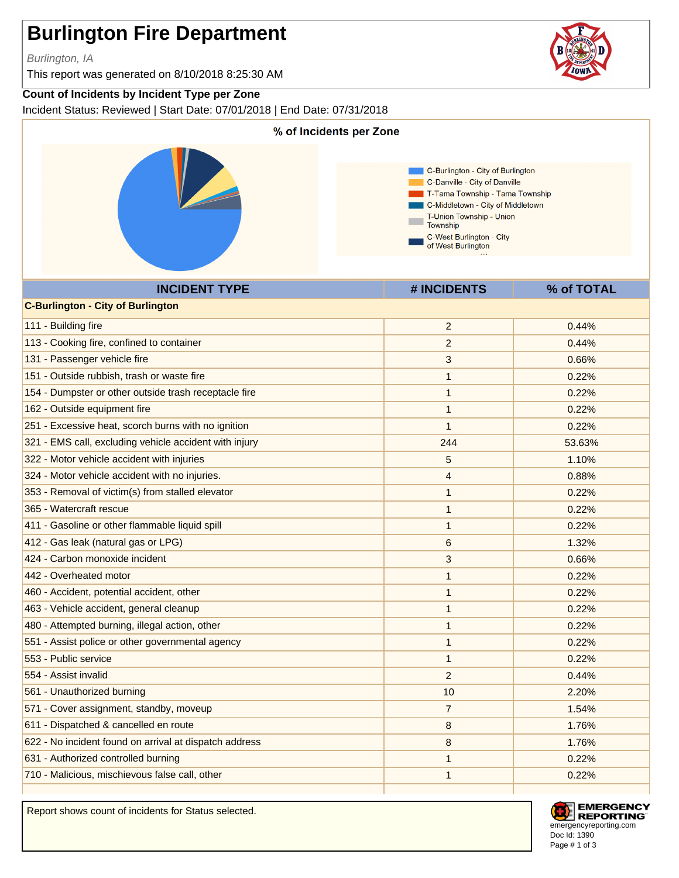# Burlington Fire Department

*Burlington, IA*

This report was generated on 8/10/2018 8:25:30 AM

**Count of Incidents by Incident Type per Zone**

Incident Status: Reviewed | Start Date: 07/01/2018 | End Date: 07/31/2018

**% of Incidents per Zone**

- C-Burlington - City of Burlington
- C-Danville - City of Danville
- T-Tama Township - Tama Township
- C-Middletown - City of Middletown
- T-Union Township - Union Township
- C-West Burlington - City of West Burlington

| INCIDENT TYPE | # INCIDENTS | % of TOTAL |
|---|---|---|
| **C-Burlington - City of Burlington** | | |
| 111 - Building fire | 2 | 0.44% |
| 113 - Cooking fire, confined to container | 2 | 0.44% |
| 131 - Passenger vehicle fire | 3 | 0.66% |
| 151 - Outside rubbish, trash or waste fire | 1 | 0.22% |
| 154 - Dumpster or other outside trash receptacle fire | 1 | 0.22% |
| 162 - Outside equipment fire | 1 | 0.22% |
| 251 - Excessive heat, scorch burns with no ignition | 1 | 0.22% |
| 321 - EMS call, excluding vehicle accident with injury | 244 | 53.63% |
| 322 - Motor vehicle accident with injuries | 5 | 1.10% |
| 324 - Motor vehicle accident with no injuries. | 4 | 0.88% |
| 353 - Removal of victim(s) from stalled elevator | 1 | 0.22% |
| 365 - Watercraft rescue | 1 | 0.22% |
| 411 - Gasoline or other flammable liquid spill | 1 | 0.22% |
| 412 - Gas leak (natural gas or LPG) | 6 | 1.32% |
| 424 - Carbon monoxide incident | 3 | 0.66% |
| 442 - Overheated motor | 1 | 0.22% |
| 460 - Accident, potential accident, other | 1 | 0.22% |
| 463 - Vehicle accident, general cleanup | 1 | 0.22% |
| 480 - Attempted burning, illegal action, other | 1 | 0.22% |
| 551 - Assist police or other governmental agency | 1 | 0.22% |
| 553 - Public service | 1 | 0.22% |
| 554 - Assist invalid | 2 | 0.44% |
| 561 - Unauthorized burning | 10 | 2.20% |
| 571 - Cover assignment, standby, moveup | 7 | 1.54% |
| 611 - Dispatched & cancelled en route | 8 | 1.76% |
| 622 - No incident found on arrival at dispatch address | 8 | 1.76% |
| 631 - Authorized controlled burning | 1 | 0.22% |
| 710 - Malicious, mischievous false call, other | 1 | 0.22% |

Report shows count of incidents for Status selected.

EMERGENCY REPORTING
emergencyreporting.com
Doc Id: 1390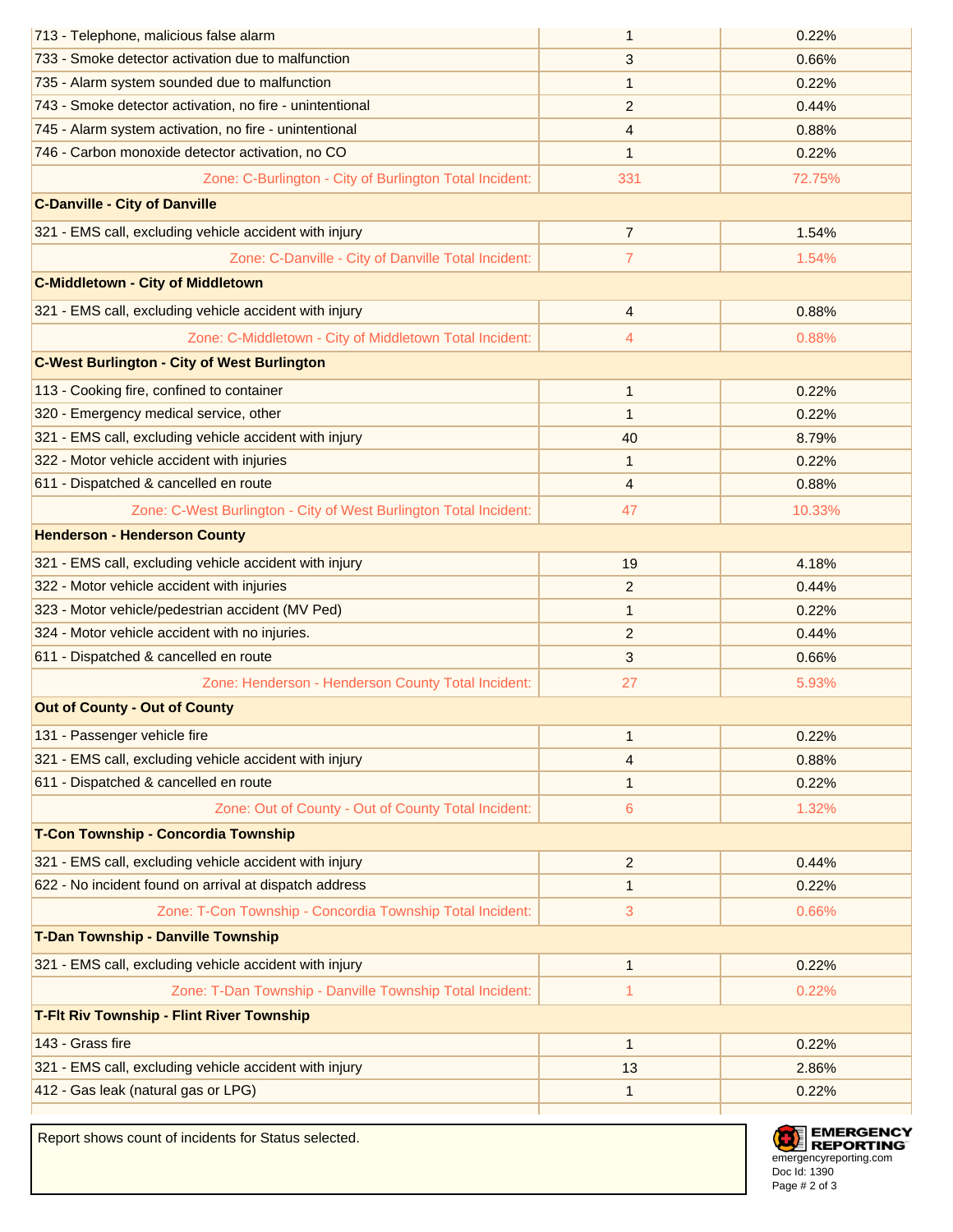| | | |
|---|---|---|
| 713 - Telephone, malicious false alarm | 1 | 0.22% |
| 733 - Smoke detector activation due to malfunction | 3 | 0.66% |
| 735 - Alarm system sounded due to malfunction | 1 | 0.22% |
| 743 - Smoke detector activation, no fire - unintentional | 2 | 0.44% |
| 745 - Alarm system activation, no fire - unintentional | 4 | 0.88% |
| 746 - Carbon monoxide detector activation, no CO | 1 | 0.22% |
| Zone: C-Burlington - City of Burlington Total Incident: | 331 | 72.75% |
| **C-Danville - City of Danville** | | |
| 321 - EMS call, excluding vehicle accident with injury | 7 | 1.54% |
| Zone: C-Danville - City of Danville Total Incident: | 7 | 1.54% |
| **C-Middletown - City of Middletown** | | |
| 321 - EMS call, excluding vehicle accident with injury | 4 | 0.88% |
| Zone: C-Middletown - City of Middletown Total Incident: | 4 | 0.88% |
| **C-West Burlington - City of West Burlington** | | |
| 113 - Cooking fire, confined to container | 1 | 0.22% |
| 320 - Emergency medical service, other | 1 | 0.22% |
| 321 - EMS call, excluding vehicle accident with injury | 40 | 8.79% |
| 322 - Motor vehicle accident with injuries | 1 | 0.22% |
| 611 - Dispatched & cancelled en route | 4 | 0.88% |
| Zone: C-West Burlington - City of West Burlington Total Incident: | 47 | 10.33% |
| **Henderson - Henderson County** | | |
| 321 - EMS call, excluding vehicle accident with injury | 19 | 4.18% |
| 322 - Motor vehicle accident with injuries | 2 | 0.44% |
| 323 - Motor vehicle/pedestrian accident (MV Ped) | 1 | 0.22% |
| 324 - Motor vehicle accident with no injuries. | 2 | 0.44% |
| 611 - Dispatched & cancelled en route | 3 | 0.66% |
| Zone: Henderson - Henderson County Total Incident: | 27 | 5.93% |
| **Out of County - Out of County** | | |
| 131 - Passenger vehicle fire | 1 | 0.22% |
| 321 - EMS call, excluding vehicle accident with injury | 4 | 0.88% |
| 611 - Dispatched & cancelled en route | 1 | 0.22% |
| Zone: Out of County - Out of County Total Incident: | 6 | 1.32% |
| **T-Con Township - Concordia Township** | | |
| 321 - EMS call, excluding vehicle accident with injury | 2 | 0.44% |
| 622 - No incident found on arrival at dispatch address | 1 | 0.22% |
| Zone: T-Con Township - Concordia Township Total Incident: | 3 | 0.66% |
| **T-Dan Township - Danville Township** | | |
| 321 - EMS call, excluding vehicle accident with injury | 1 | 0.22% |
| Zone: T-Dan Township - Danville Township Total Incident: | 1 | 0.22% |
| **T-Flt Riv Township - Flint River Township** | | |
| 143 - Grass fire | 1 | 0.22% |
| 321 - EMS call, excluding vehicle accident with injury | 13 | 2.86% |
| 412 - Gas leak (natural gas or LPG) | 1 | 0.22% |

Report shows count of incidents for Status selected.

EMERGENCY REPORTING
emergencyreporting.com
Doc Id: 1390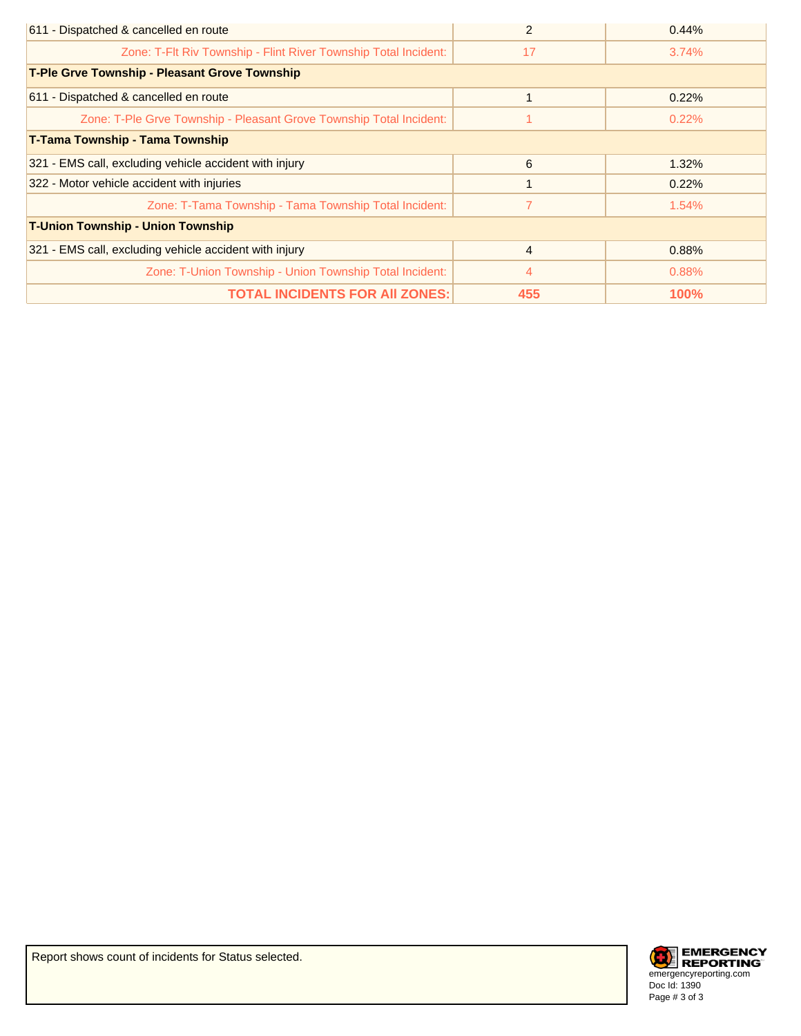| | | |
|---|---|---|
| 611 - Dispatched & cancelled en route | 2 | 0.44% |
| Zone: T-Flt Riv Township - Flint River Township Total Incident: | 17 | 3.74% |
| **T-Ple Grve Township - Pleasant Grove Township** | | |
| 611 - Dispatched & cancelled en route | 1 | 0.22% |
| Zone: T-Ple Grve Township - Pleasant Grove Township Total Incident: | 1 | 0.22% |
| **T-Tama Township - Tama Township** | | |
| 321 - EMS call, excluding vehicle accident with injury | 6 | 1.32% |
| 322 - Motor vehicle accident with injuries | 1 | 0.22% |
| Zone: T-Tama Township - Tama Township Total Incident: | 7 | 1.54% |
| **T-Union Township - Union Township** | | |
| 321 - EMS call, excluding vehicle accident with injury | 4 | 0.88% |
| Zone: T-Union Township - Union Township Total Incident: | 4 | 0.88% |
| **TOTAL INCIDENTS FOR All ZONES:** | **455** | **100%** |

Report shows count of incidents for Status selected.

EMERGENCY REPORTING
emergencyreporting.com
Doc Id: 1390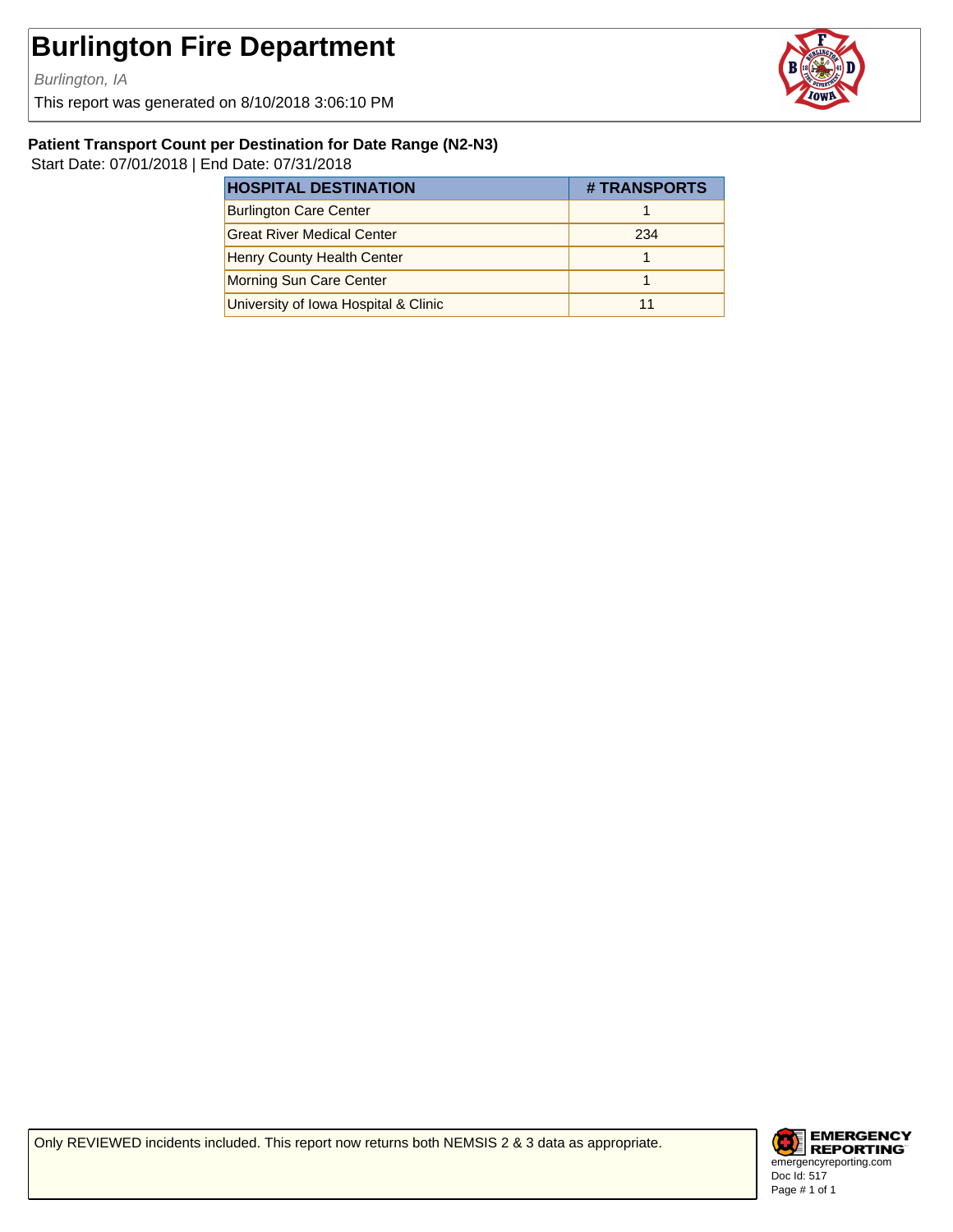# Burlington Fire Department

*Burlington, IA*

This report was generated on 8/10/2018 3:06:10 PM

### Patient Transport Count per Destination for Date Range (N2-N3)

Start Date: 07/01/2018 | End Date: 07/31/2018

| HOSPITAL DESTINATION | # TRANSPORTS |
|---|---|
| Burlington Care Center | 1 |
| Great River Medical Center | 234 |
| Henry County Health Center | 1 |
| Morning Sun Care Center | 1 |
| University of Iowa Hospital & Clinic | 11 |

Only REVIEWED incidents included. This report now returns both NEMSIS 2 & 3 data as appropriate.

EMERGENCY REPORTING
emergencyreporting.com
Doc Id: 517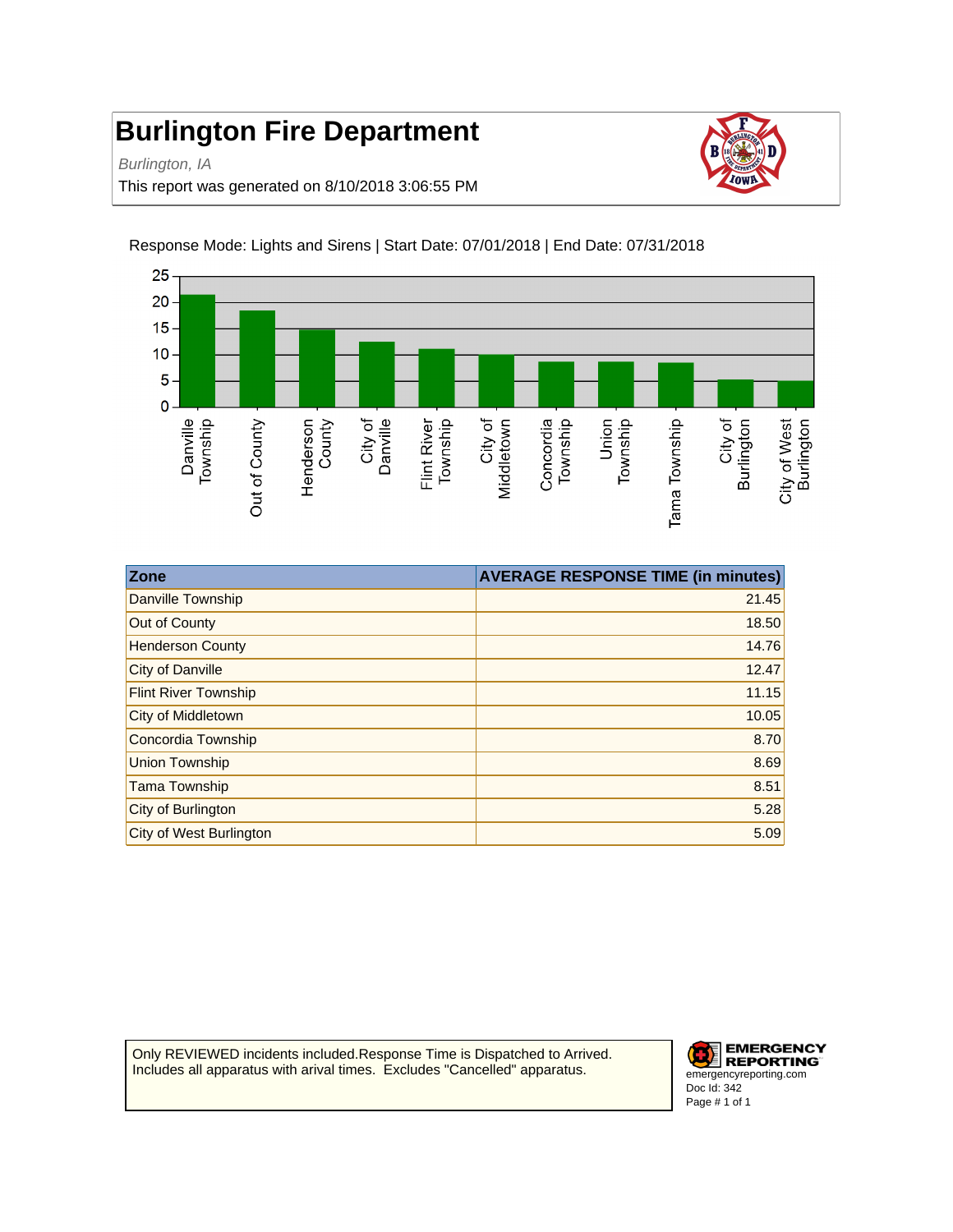# Burlington Fire Department

*Burlington, IA*

This report was generated on 8/10/2018 3:06:55 PM

Response Mode: Lights and Sirens | Start Date: 07/01/2018 | End Date: 07/31/2018

| Zone | AVERAGE RESPONSE TIME (in minutes) |
|---|---|
| Danville Township | 21.45 |
| Out of County | 18.50 |
| Henderson County | 14.76 |
| City of Danville | 12.47 |
| Flint River Township | 11.15 |
| City of Middletown | 10.05 |
| Concordia Township | 8.70 |
| Union Township | 8.69 |
| Tama Township | 8.51 |
| City of Burlington | 5.28 |
| City of West Burlington | 5.09 |

Only REVIEWED incidents included.Response Time is Dispatched to Arrived. Includes all apparatus with arival times. Excludes "Cancelled" apparatus.

EMERGENCY REPORTING
emergencyreporting.com
Doc Id: 342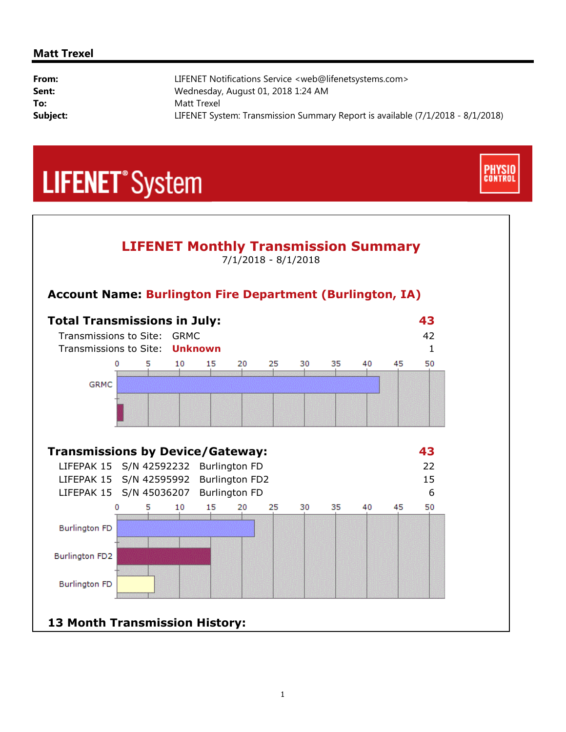**Matt Trexel**

| | |
|---|---|
| **From:** | LIFENET Notifications Service <web@lifenetsystems.com> |
| **Sent:** | Wednesday, August 01, 2018 1:24 AM |
| **To:** | Matt Trexel |
| **Subject:** | LIFENET System: Transmission Summary Report is available (7/1/2018 - 8/1/2018) |

LIFENET® System

PHYSIO CONTROL

## LIFENET Monthly Transmission Summary

7/1/2018 - 8/1/2018

### Account Name: Burlington Fire Department (Burlington, IA)

### Total Transmissions in July: 43

| | | |
|---|---|---|
| Transmissions to Site: | GRMC | 42 |
| Transmissions to Site: | **Unknown** | 1 |

### Transmissions by Device/Gateway: 43

| | | | |
|---|---|---|---|
| LIFEPAK 15 | S/N 42592232 | Burlington FD | 22 |
| LIFEPAK 15 | S/N 42595992 | Burlington FD2 | 15 |
| LIFEPAK 15 | S/N 45036207 | Burlington FD | 6 |

### 13 Month Transmission History: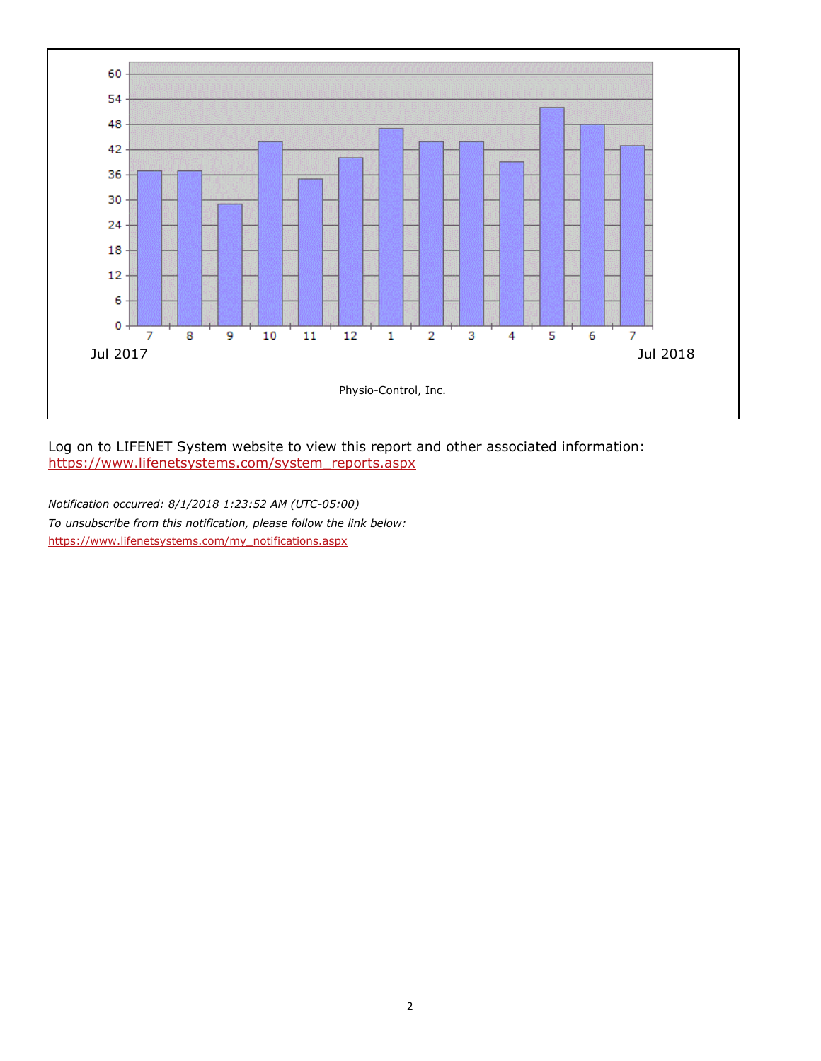60
54
48
42
36
30
24
18
12
6
0

7 8 9 10 11 12 1 2 3 4 5 6 7

Jul 2017

Jul 2018

Physio-Control, Inc.

Log on to LIFENET System website to view this report and other associated information:
[https://www.lifenetsystems.com/system_reports.aspx](https://www.lifenetsystems.com/system_reports.aspx)

*Notification occurred: 8/1/2018 1:23:52 AM (UTC-05:00)*

*To unsubscribe from this notification, please follow the link below:*

[https://www.lifenetsystems.com/my_notifications.aspx](https://www.lifenetsystems.com/my_notifications.aspx)